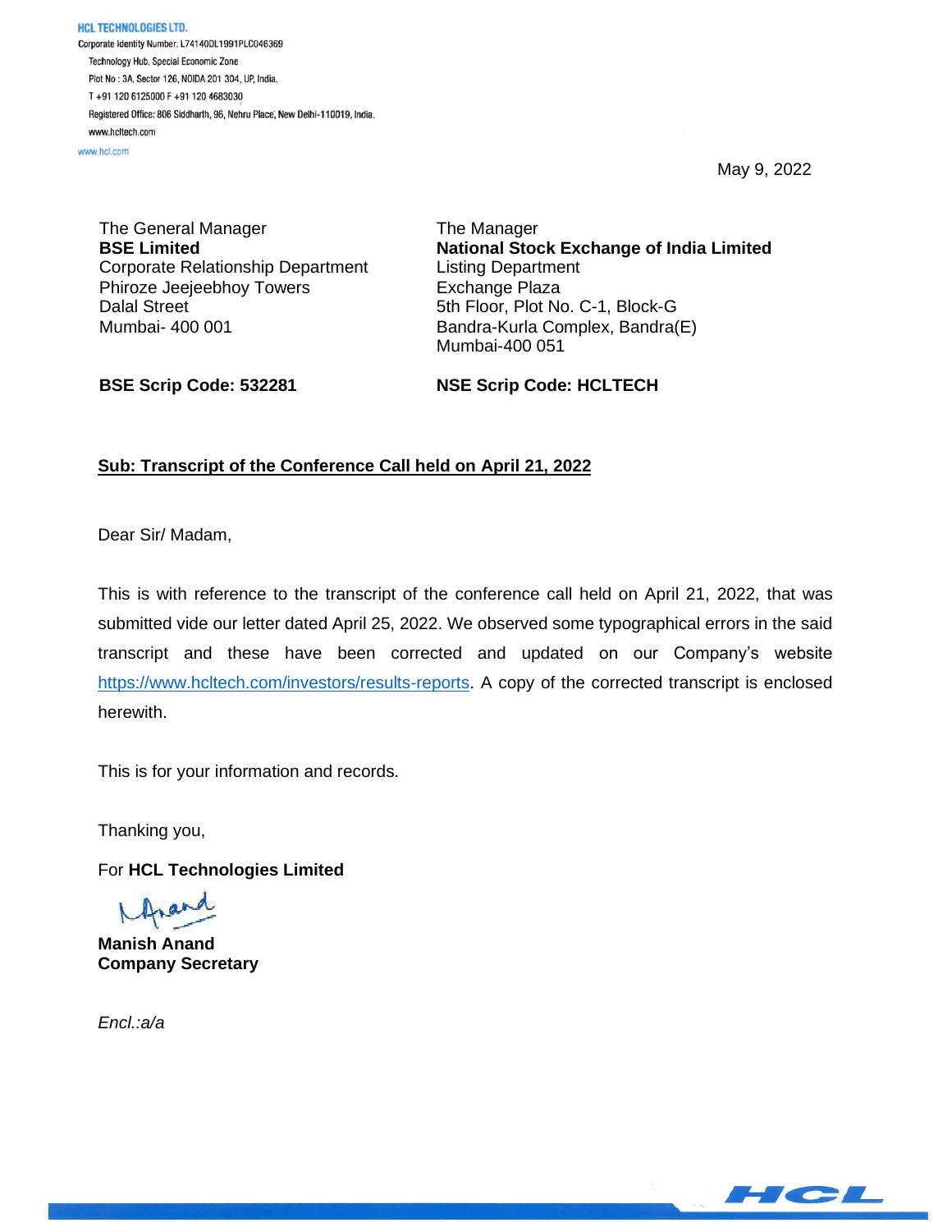**HCL TECHNOLOGIES LTD.**
Corporate Identity Number: L74140DL1991PLC046369
Technology Hub, Special Economic Zone
Plot No : 3A, Sector 126, NOIDA 201 304, UP, India.
T +91 120 6125000 F +91 120 4683030
Registered Office: 806 Siddharth, 96, Nehru Place, New Delhi-110019, India.
www.hcltech.com
www.hcl.com

May 9, 2022

The General Manager
**BSE Limited**
Corporate Relationship Department
Phiroze Jeejeebhoy Towers
Dalal Street
Mumbai- 400 001

**BSE Scrip Code: 532281**

The Manager
**National Stock Exchange of India Limited**
Listing Department
Exchange Plaza
5th Floor, Plot No. C-1, Block-G
Bandra-Kurla Complex, Bandra(E)
Mumbai-400 051

**NSE Scrip Code: HCLTECH**

**Sub: Transcript of the Conference Call held on April 21, 2022**

Dear Sir/ Madam,

This is with reference to the transcript of the conference call held on April 21, 2022, that was submitted vide our letter dated April 25, 2022. We observed some typographical errors in the said transcript and these have been corrected and updated on our Company's website https://www.hcltech.com/investors/results-reports. A copy of the corrected transcript is enclosed herewith.

This is for your information and records.

Thanking you,

For **HCL Technologies Limited**

**Manish Anand**
**Company Secretary**

*Encl.:a/a*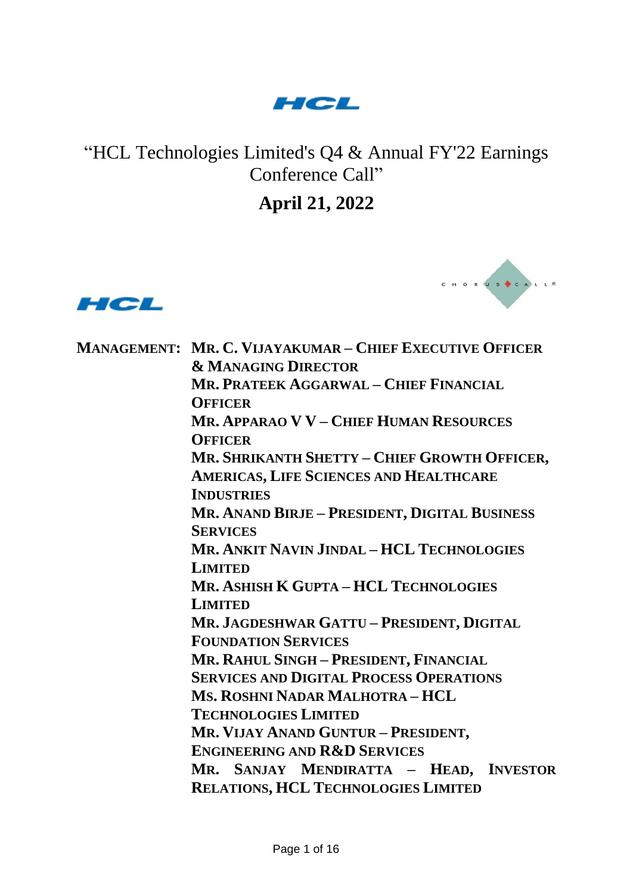# "HCL Technologies Limited's Q4 & Annual FY'22 Earnings Conference Call"

## April 21, 2022

**MANAGEMENT:**

**MR. C. VIJAYAKUMAR – CHIEF EXECUTIVE OFFICER & MANAGING DIRECTOR**

**MR. PRATEEK AGGARWAL – CHIEF FINANCIAL OFFICER**

**MR. APPARAO V V – CHIEF HUMAN RESOURCES OFFICER**

**MR. SHRIKANTH SHETTY – CHIEF GROWTH OFFICER, AMERICAS, LIFE SCIENCES AND HEALTHCARE INDUSTRIES**

**MR. ANAND BIRJE – PRESIDENT, DIGITAL BUSINESS SERVICES**

**MR. ANKIT NAVIN JINDAL – HCL TECHNOLOGIES LIMITED**

**MR. ASHISH K GUPTA – HCL TECHNOLOGIES LIMITED**

**MR. JAGDESHWAR GATTU – PRESIDENT, DIGITAL FOUNDATION SERVICES**

**MR. RAHUL SINGH – PRESIDENT, FINANCIAL SERVICES AND DIGITAL PROCESS OPERATIONS**

**MS. ROSHNI NADAR MALHOTRA – HCL TECHNOLOGIES LIMITED**

**MR. VIJAY ANAND GUNTUR – PRESIDENT, ENGINEERING AND R&D SERVICES**

**MR. SANJAY MENDIRATTA – HEAD, INVESTOR RELATIONS, HCL TECHNOLOGIES LIMITED**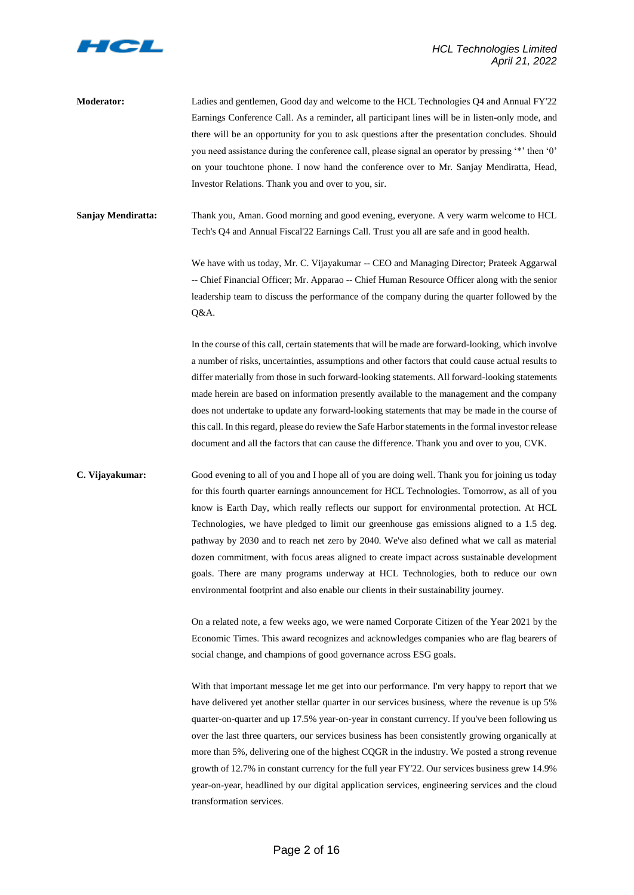**Moderator:** Ladies and gentlemen, Good day and welcome to the HCL Technologies Q4 and Annual FY'22 Earnings Conference Call. As a reminder, all participant lines will be in listen-only mode, and there will be an opportunity for you to ask questions after the presentation concludes. Should you need assistance during the conference call, please signal an operator by pressing '*' then '0' on your touchtone phone. I now hand the conference over to Mr. Sanjay Mendiratta, Head, Investor Relations. Thank you and over to you, sir.

**Sanjay Mendiratta:** Thank you, Aman. Good morning and good evening, everyone. A very warm welcome to HCL Tech's Q4 and Annual Fiscal'22 Earnings Call. Trust you all are safe and in good health.

We have with us today, Mr. C. Vijayakumar -- CEO and Managing Director; Prateek Aggarwal -- Chief Financial Officer; Mr. Apparao -- Chief Human Resource Officer along with the senior leadership team to discuss the performance of the company during the quarter followed by the Q&A.

In the course of this call, certain statements that will be made are forward-looking, which involve a number of risks, uncertainties, assumptions and other factors that could cause actual results to differ materially from those in such forward-looking statements. All forward-looking statements made herein are based on information presently available to the management and the company does not undertake to update any forward-looking statements that may be made in the course of this call. In this regard, please do review the Safe Harbor statements in the formal investor release document and all the factors that can cause the difference. Thank you and over to you, CVK.

**C. Vijayakumar:** Good evening to all of you and I hope all of you are doing well. Thank you for joining us today for this fourth quarter earnings announcement for HCL Technologies. Tomorrow, as all of you know is Earth Day, which really reflects our support for environmental protection. At HCL Technologies, we have pledged to limit our greenhouse gas emissions aligned to a 1.5 deg. pathway by 2030 and to reach net zero by 2040. We've also defined what we call as material dozen commitment, with focus areas aligned to create impact across sustainable development goals. There are many programs underway at HCL Technologies, both to reduce our own environmental footprint and also enable our clients in their sustainability journey.

On a related note, a few weeks ago, we were named Corporate Citizen of the Year 2021 by the Economic Times. This award recognizes and acknowledges companies who are flag bearers of social change, and champions of good governance across ESG goals.

With that important message let me get into our performance. I'm very happy to report that we have delivered yet another stellar quarter in our services business, where the revenue is up 5% quarter-on-quarter and up 17.5% year-on-year in constant currency. If you've been following us over the last three quarters, our services business has been consistently growing organically at more than 5%, delivering one of the highest CQGR in the industry. We posted a strong revenue growth of 12.7% in constant currency for the full year FY'22. Our services business grew 14.9% year-on-year, headlined by our digital application services, engineering services and the cloud transformation services.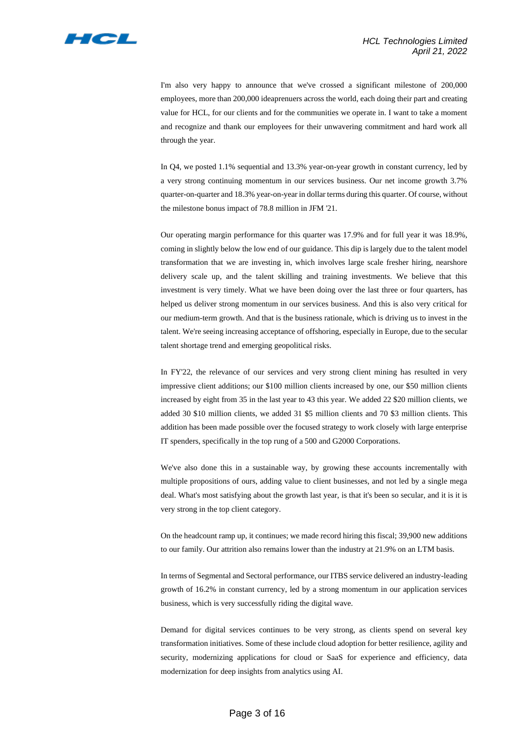I'm also very happy to announce that we've crossed a significant milestone of 200,000 employees, more than 200,000 ideaprenuers across the world, each doing their part and creating value for HCL, for our clients and for the communities we operate in. I want to take a moment and recognize and thank our employees for their unwavering commitment and hard work all through the year.

In Q4, we posted 1.1% sequential and 13.3% year-on-year growth in constant currency, led by a very strong continuing momentum in our services business. Our net income growth 3.7% quarter-on-quarter and 18.3% year-on-year in dollar terms during this quarter. Of course, without the milestone bonus impact of 78.8 million in JFM '21.

Our operating margin performance for this quarter was 17.9% and for full year it was 18.9%, coming in slightly below the low end of our guidance. This dip is largely due to the talent model transformation that we are investing in, which involves large scale fresher hiring, nearshore delivery scale up, and the talent skilling and training investments. We believe that this investment is very timely. What we have been doing over the last three or four quarters, has helped us deliver strong momentum in our services business. And this is also very critical for our medium-term growth. And that is the business rationale, which is driving us to invest in the talent. We're seeing increasing acceptance of offshoring, especially in Europe, due to the secular talent shortage trend and emerging geopolitical risks.

In FY'22, the relevance of our services and very strong client mining has resulted in very impressive client additions; our $100 million clients increased by one, our $50 million clients increased by eight from 35 in the last year to 43 this year. We added 22 $20 million clients, we added 30 $10 million clients, we added 31 $5 million clients and 70 $3 million clients. This addition has been made possible over the focused strategy to work closely with large enterprise IT spenders, specifically in the top rung of a 500 and G2000 Corporations.

We've also done this in a sustainable way, by growing these accounts incrementally with multiple propositions of ours, adding value to client businesses, and not led by a single mega deal. What's most satisfying about the growth last year, is that it's been so secular, and it is it is very strong in the top client category.

On the headcount ramp up, it continues; we made record hiring this fiscal; 39,900 new additions to our family. Our attrition also remains lower than the industry at 21.9% on an LTM basis.

In terms of Segmental and Sectoral performance, our ITBS service delivered an industry-leading growth of 16.2% in constant currency, led by a strong momentum in our application services business, which is very successfully riding the digital wave.

Demand for digital services continues to be very strong, as clients spend on several key transformation initiatives. Some of these include cloud adoption for better resilience, agility and security, modernizing applications for cloud or SaaS for experience and efficiency, data modernization for deep insights from analytics using AI.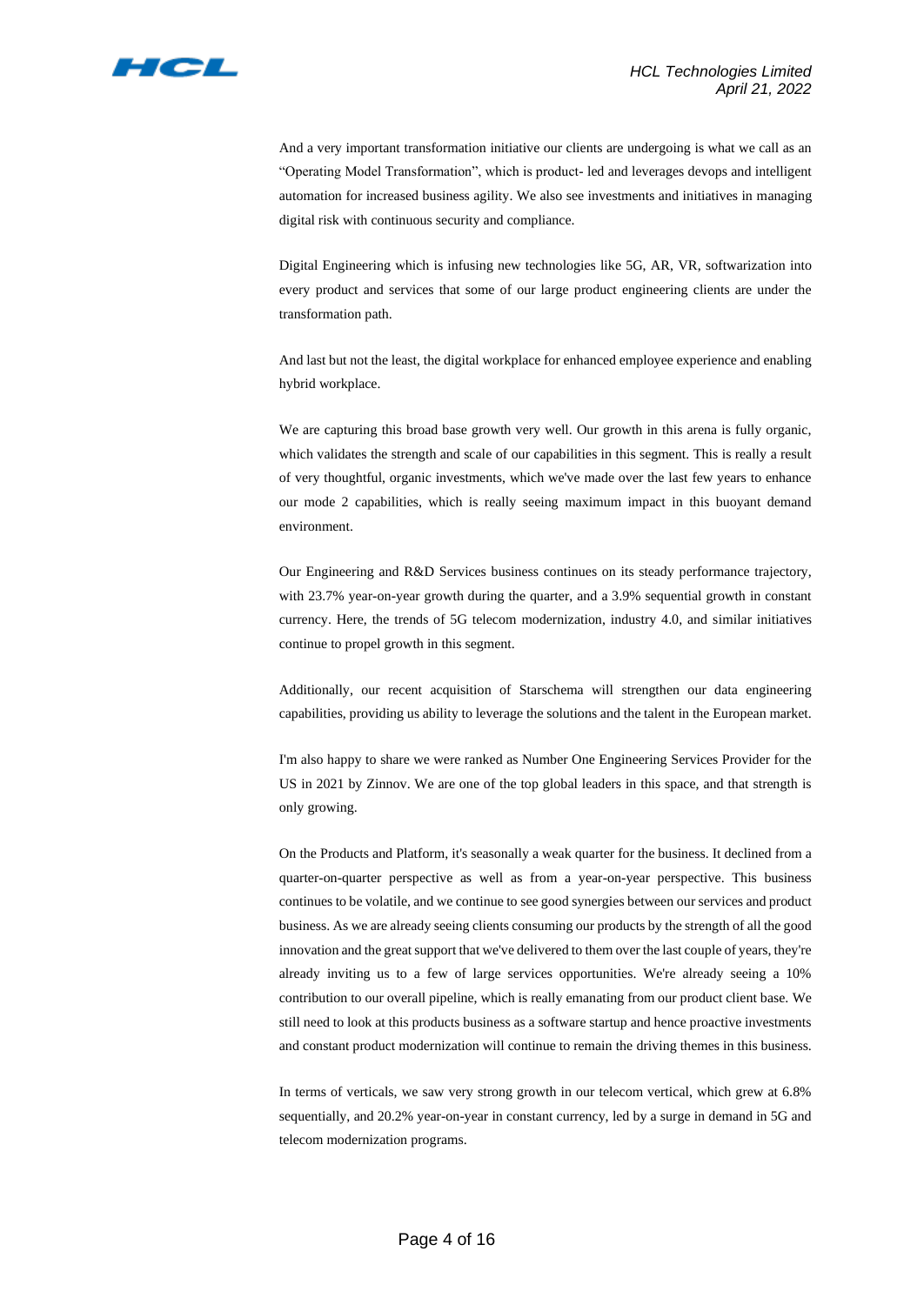And a very important transformation initiative our clients are undergoing is what we call as an "Operating Model Transformation", which is product- led and leverages devops and intelligent automation for increased business agility. We also see investments and initiatives in managing digital risk with continuous security and compliance.

Digital Engineering which is infusing new technologies like 5G, AR, VR, softwarization into every product and services that some of our large product engineering clients are under the transformation path.

And last but not the least, the digital workplace for enhanced employee experience and enabling hybrid workplace.

We are capturing this broad base growth very well. Our growth in this arena is fully organic, which validates the strength and scale of our capabilities in this segment. This is really a result of very thoughtful, organic investments, which we've made over the last few years to enhance our mode 2 capabilities, which is really seeing maximum impact in this buoyant demand environment.

Our Engineering and R&D Services business continues on its steady performance trajectory, with 23.7% year-on-year growth during the quarter, and a 3.9% sequential growth in constant currency. Here, the trends of 5G telecom modernization, industry 4.0, and similar initiatives continue to propel growth in this segment.

Additionally, our recent acquisition of Starschema will strengthen our data engineering capabilities, providing us ability to leverage the solutions and the talent in the European market.

I'm also happy to share we were ranked as Number One Engineering Services Provider for the US in 2021 by Zinnov. We are one of the top global leaders in this space, and that strength is only growing.

On the Products and Platform, it's seasonally a weak quarter for the business. It declined from a quarter-on-quarter perspective as well as from a year-on-year perspective. This business continues to be volatile, and we continue to see good synergies between our services and product business. As we are already seeing clients consuming our products by the strength of all the good innovation and the great support that we've delivered to them over the last couple of years, they're already inviting us to a few of large services opportunities. We're already seeing a 10% contribution to our overall pipeline, which is really emanating from our product client base. We still need to look at this products business as a software startup and hence proactive investments and constant product modernization will continue to remain the driving themes in this business.

In terms of verticals, we saw very strong growth in our telecom vertical, which grew at 6.8% sequentially, and 20.2% year-on-year in constant currency, led by a surge in demand in 5G and telecom modernization programs.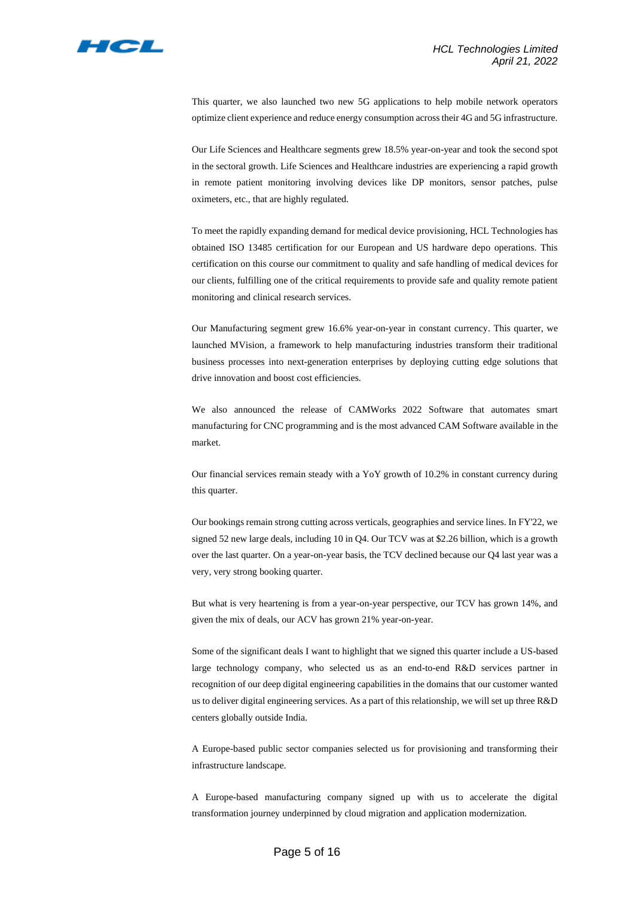This quarter, we also launched two new 5G applications to help mobile network operators optimize client experience and reduce energy consumption across their 4G and 5G infrastructure.

Our Life Sciences and Healthcare segments grew 18.5% year-on-year and took the second spot in the sectoral growth. Life Sciences and Healthcare industries are experiencing a rapid growth in remote patient monitoring involving devices like DP monitors, sensor patches, pulse oximeters, etc., that are highly regulated.

To meet the rapidly expanding demand for medical device provisioning, HCL Technologies has obtained ISO 13485 certification for our European and US hardware depo operations. This certification on this course our commitment to quality and safe handling of medical devices for our clients, fulfilling one of the critical requirements to provide safe and quality remote patient monitoring and clinical research services.

Our Manufacturing segment grew 16.6% year-on-year in constant currency. This quarter, we launched MVision, a framework to help manufacturing industries transform their traditional business processes into next-generation enterprises by deploying cutting edge solutions that drive innovation and boost cost efficiencies.

We also announced the release of CAMWorks 2022 Software that automates smart manufacturing for CNC programming and is the most advanced CAM Software available in the market.

Our financial services remain steady with a YoY growth of 10.2% in constant currency during this quarter.

Our bookings remain strong cutting across verticals, geographies and service lines. In FY'22, we signed 52 new large deals, including 10 in Q4. Our TCV was at $2.26 billion, which is a growth over the last quarter. On a year-on-year basis, the TCV declined because our Q4 last year was a very, very strong booking quarter.

But what is very heartening is from a year-on-year perspective, our TCV has grown 14%, and given the mix of deals, our ACV has grown 21% year-on-year.

Some of the significant deals I want to highlight that we signed this quarter include a US-based large technology company, who selected us as an end-to-end R&D services partner in recognition of our deep digital engineering capabilities in the domains that our customer wanted us to deliver digital engineering services. As a part of this relationship, we will set up three R&D centers globally outside India.

A Europe-based public sector companies selected us for provisioning and transforming their infrastructure landscape.

A Europe-based manufacturing company signed up with us to accelerate the digital transformation journey underpinned by cloud migration and application modernization.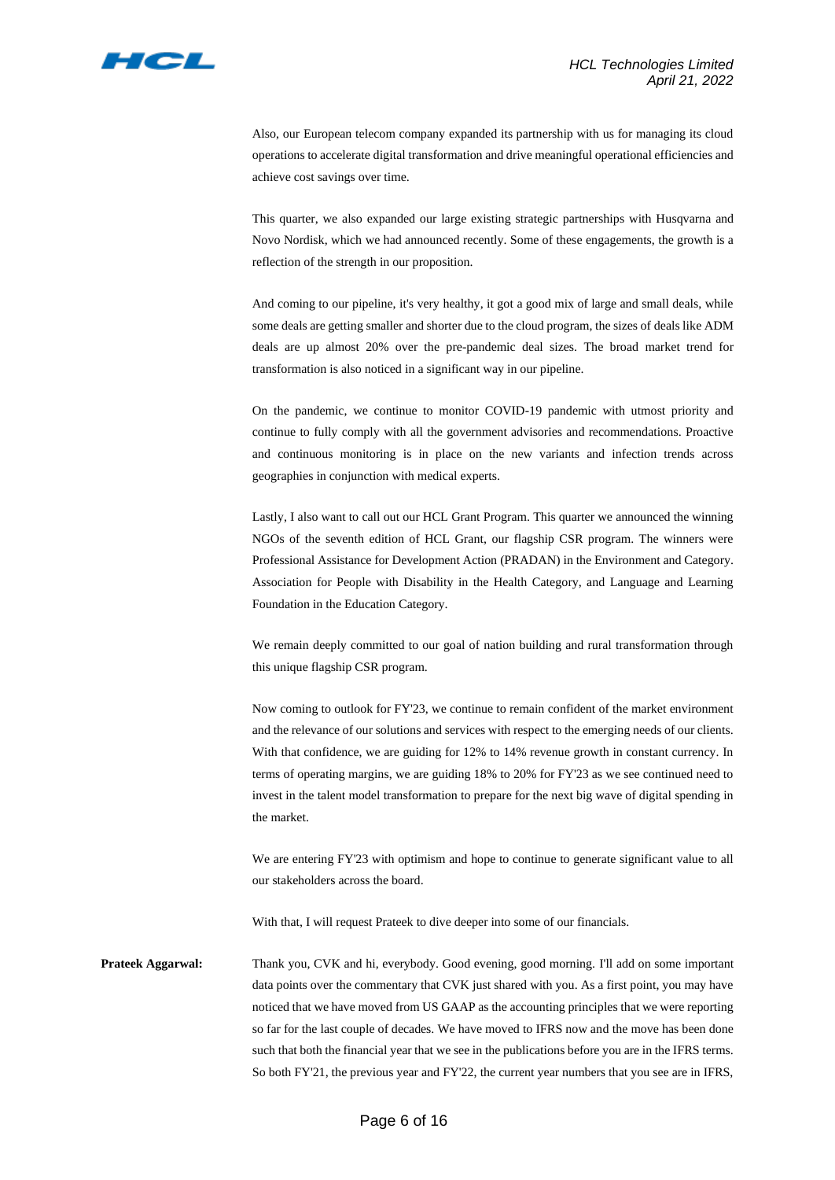Also, our European telecom company expanded its partnership with us for managing its cloud operations to accelerate digital transformation and drive meaningful operational efficiencies and achieve cost savings over time.

This quarter, we also expanded our large existing strategic partnerships with Husqvarna and Novo Nordisk, which we had announced recently. Some of these engagements, the growth is a reflection of the strength in our proposition.

And coming to our pipeline, it's very healthy, it got a good mix of large and small deals, while some deals are getting smaller and shorter due to the cloud program, the sizes of deals like ADM deals are up almost 20% over the pre-pandemic deal sizes. The broad market trend for transformation is also noticed in a significant way in our pipeline.

On the pandemic, we continue to monitor COVID-19 pandemic with utmost priority and continue to fully comply with all the government advisories and recommendations. Proactive and continuous monitoring is in place on the new variants and infection trends across geographies in conjunction with medical experts.

Lastly, I also want to call out our HCL Grant Program. This quarter we announced the winning NGOs of the seventh edition of HCL Grant, our flagship CSR program. The winners were Professional Assistance for Development Action (PRADAN) in the Environment and Category. Association for People with Disability in the Health Category, and Language and Learning Foundation in the Education Category.

We remain deeply committed to our goal of nation building and rural transformation through this unique flagship CSR program.

Now coming to outlook for FY'23, we continue to remain confident of the market environment and the relevance of our solutions and services with respect to the emerging needs of our clients. With that confidence, we are guiding for 12% to 14% revenue growth in constant currency. In terms of operating margins, we are guiding 18% to 20% for FY'23 as we see continued need to invest in the talent model transformation to prepare for the next big wave of digital spending in the market.

We are entering FY'23 with optimism and hope to continue to generate significant value to all our stakeholders across the board.

With that, I will request Prateek to dive deeper into some of our financials.

**Prateek Aggarwal:** Thank you, CVK and hi, everybody. Good evening, good morning. I'll add on some important data points over the commentary that CVK just shared with you. As a first point, you may have noticed that we have moved from US GAAP as the accounting principles that we were reporting so far for the last couple of decades. We have moved to IFRS now and the move has been done such that both the financial year that we see in the publications before you are in the IFRS terms. So both FY'21, the previous year and FY'22, the current year numbers that you see are in IFRS,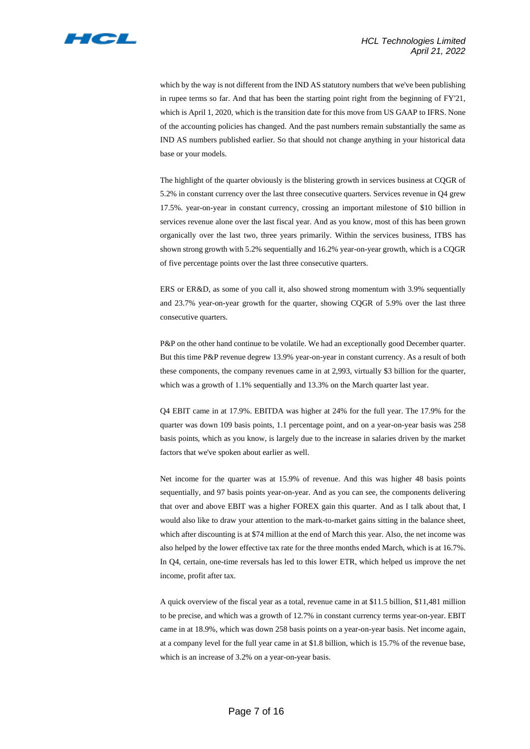which by the way is not different from the IND AS statutory numbers that we've been publishing in rupee terms so far. And that has been the starting point right from the beginning of FY'21, which is April 1, 2020, which is the transition date for this move from US GAAP to IFRS. None of the accounting policies has changed. And the past numbers remain substantially the same as IND AS numbers published earlier. So that should not change anything in your historical data base or your models.

The highlight of the quarter obviously is the blistering growth in services business at CQGR of 5.2% in constant currency over the last three consecutive quarters. Services revenue in Q4 grew 17.5%. year-on-year in constant currency, crossing an important milestone of $10 billion in services revenue alone over the last fiscal year. And as you know, most of this has been grown organically over the last two, three years primarily. Within the services business, ITBS has shown strong growth with 5.2% sequentially and 16.2% year-on-year growth, which is a CQGR of five percentage points over the last three consecutive quarters.

ERS or ER&D, as some of you call it, also showed strong momentum with 3.9% sequentially and 23.7% year-on-year growth for the quarter, showing CQGR of 5.9% over the last three consecutive quarters.

P&P on the other hand continue to be volatile. We had an exceptionally good December quarter. But this time P&P revenue degrew 13.9% year-on-year in constant currency. As a result of both these components, the company revenues came in at 2,993, virtually $3 billion for the quarter, which was a growth of 1.1% sequentially and 13.3% on the March quarter last year.

Q4 EBIT came in at 17.9%. EBITDA was higher at 24% for the full year. The 17.9% for the quarter was down 109 basis points, 1.1 percentage point, and on a year-on-year basis was 258 basis points, which as you know, is largely due to the increase in salaries driven by the market factors that we've spoken about earlier as well.

Net income for the quarter was at 15.9% of revenue. And this was higher 48 basis points sequentially, and 97 basis points year-on-year. And as you can see, the components delivering that over and above EBIT was a higher FOREX gain this quarter. And as I talk about that, I would also like to draw your attention to the mark-to-market gains sitting in the balance sheet, which after discounting is at $74 million at the end of March this year. Also, the net income was also helped by the lower effective tax rate for the three months ended March, which is at 16.7%. In Q4, certain, one-time reversals has led to this lower ETR, which helped us improve the net income, profit after tax.

A quick overview of the fiscal year as a total, revenue came in at $11.5 billion, $11,481 million to be precise, and which was a growth of 12.7% in constant currency terms year-on-year. EBIT came in at 18.9%, which was down 258 basis points on a year-on-year basis. Net income again, at a company level for the full year came in at $1.8 billion, which is 15.7% of the revenue base, which is an increase of 3.2% on a year-on-year basis.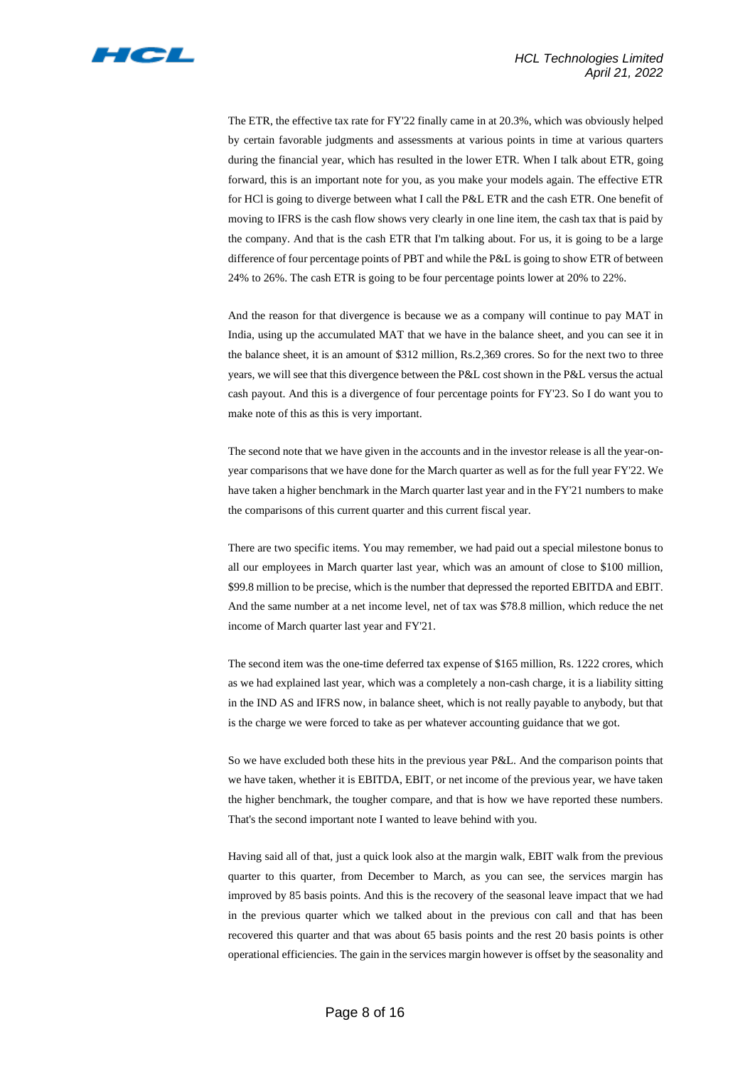The ETR, the effective tax rate for FY'22 finally came in at 20.3%, which was obviously helped by certain favorable judgments and assessments at various points in time at various quarters during the financial year, which has resulted in the lower ETR. When I talk about ETR, going forward, this is an important note for you, as you make your models again. The effective ETR for HCl is going to diverge between what I call the P&L ETR and the cash ETR. One benefit of moving to IFRS is the cash flow shows very clearly in one line item, the cash tax that is paid by the company. And that is the cash ETR that I'm talking about. For us, it is going to be a large difference of four percentage points of PBT and while the P&L is going to show ETR of between 24% to 26%. The cash ETR is going to be four percentage points lower at 20% to 22%.

And the reason for that divergence is because we as a company will continue to pay MAT in India, using up the accumulated MAT that we have in the balance sheet, and you can see it in the balance sheet, it is an amount of $312 million, Rs.2,369 crores. So for the next two to three years, we will see that this divergence between the P&L cost shown in the P&L versus the actual cash payout. And this is a divergence of four percentage points for FY'23. So I do want you to make note of this as this is very important.

The second note that we have given in the accounts and in the investor release is all the year-on-year comparisons that we have done for the March quarter as well as for the full year FY'22. We have taken a higher benchmark in the March quarter last year and in the FY'21 numbers to make the comparisons of this current quarter and this current fiscal year.

There are two specific items. You may remember, we had paid out a special milestone bonus to all our employees in March quarter last year, which was an amount of close to $100 million, $99.8 million to be precise, which is the number that depressed the reported EBITDA and EBIT. And the same number at a net income level, net of tax was $78.8 million, which reduce the net income of March quarter last year and FY'21.

The second item was the one-time deferred tax expense of $165 million, Rs. 1222 crores, which as we had explained last year, which was a completely a non-cash charge, it is a liability sitting in the IND AS and IFRS now, in balance sheet, which is not really payable to anybody, but that is the charge we were forced to take as per whatever accounting guidance that we got.

So we have excluded both these hits in the previous year P&L. And the comparison points that we have taken, whether it is EBITDA, EBIT, or net income of the previous year, we have taken the higher benchmark, the tougher compare, and that is how we have reported these numbers. That's the second important note I wanted to leave behind with you.

Having said all of that, just a quick look also at the margin walk, EBIT walk from the previous quarter to this quarter, from December to March, as you can see, the services margin has improved by 85 basis points. And this is the recovery of the seasonal leave impact that we had in the previous quarter which we talked about in the previous con call and that has been recovered this quarter and that was about 65 basis points and the rest 20 basis points is other operational efficiencies. The gain in the services margin however is offset by the seasonality and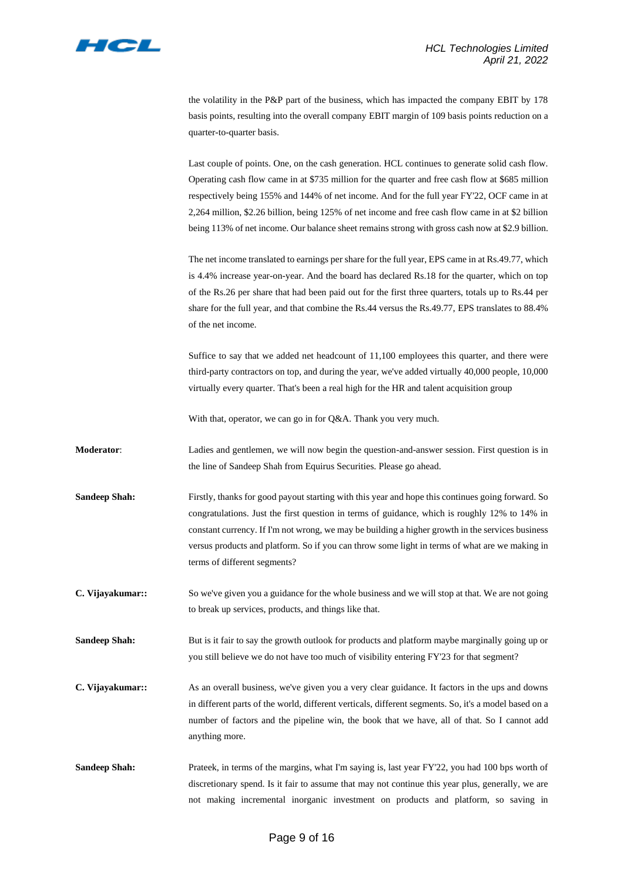the volatility in the P&P part of the business, which has impacted the company EBIT by 178 basis points, resulting into the overall company EBIT margin of 109 basis points reduction on a quarter-to-quarter basis.

Last couple of points. One, on the cash generation. HCL continues to generate solid cash flow. Operating cash flow came in at $735 million for the quarter and free cash flow at $685 million respectively being 155% and 144% of net income. And for the full year FY'22, OCF came in at 2,264 million, $2.26 billion, being 125% of net income and free cash flow came in at $2 billion being 113% of net income. Our balance sheet remains strong with gross cash now at $2.9 billion.

The net income translated to earnings per share for the full year, EPS came in at Rs.49.77, which is 4.4% increase year-on-year. And the board has declared Rs.18 for the quarter, which on top of the Rs.26 per share that had been paid out for the first three quarters, totals up to Rs.44 per share for the full year, and that combine the Rs.44 versus the Rs.49.77, EPS translates to 88.4% of the net income.

Suffice to say that we added net headcount of 11,100 employees this quarter, and there were third-party contractors on top, and during the year, we've added virtually 40,000 people, 10,000 virtually every quarter. That's been a real high for the HR and talent acquisition group

With that, operator, we can go in for Q&A. Thank you very much.

**Moderator**: Ladies and gentlemen, we will now begin the question-and-answer session. First question is in the line of Sandeep Shah from Equirus Securities. Please go ahead.

**Sandeep Shah:** Firstly, thanks for good payout starting with this year and hope this continues going forward. So congratulations. Just the first question in terms of guidance, which is roughly 12% to 14% in constant currency. If I'm not wrong, we may be building a higher growth in the services business versus products and platform. So if you can throw some light in terms of what are we making in terms of different segments?

**C. Vijayakumar::** So we've given you a guidance for the whole business and we will stop at that. We are not going to break up services, products, and things like that.

**Sandeep Shah:** But is it fair to say the growth outlook for products and platform maybe marginally going up or you still believe we do not have too much of visibility entering FY'23 for that segment?

**C. Vijayakumar::** As an overall business, we've given you a very clear guidance. It factors in the ups and downs in different parts of the world, different verticals, different segments. So, it's a model based on a number of factors and the pipeline win, the book that we have, all of that. So I cannot add anything more.

**Sandeep Shah:** Prateek, in terms of the margins, what I'm saying is, last year FY'22, you had 100 bps worth of discretionary spend. Is it fair to assume that may not continue this year plus, generally, we are not making incremental inorganic investment on products and platform, so saving in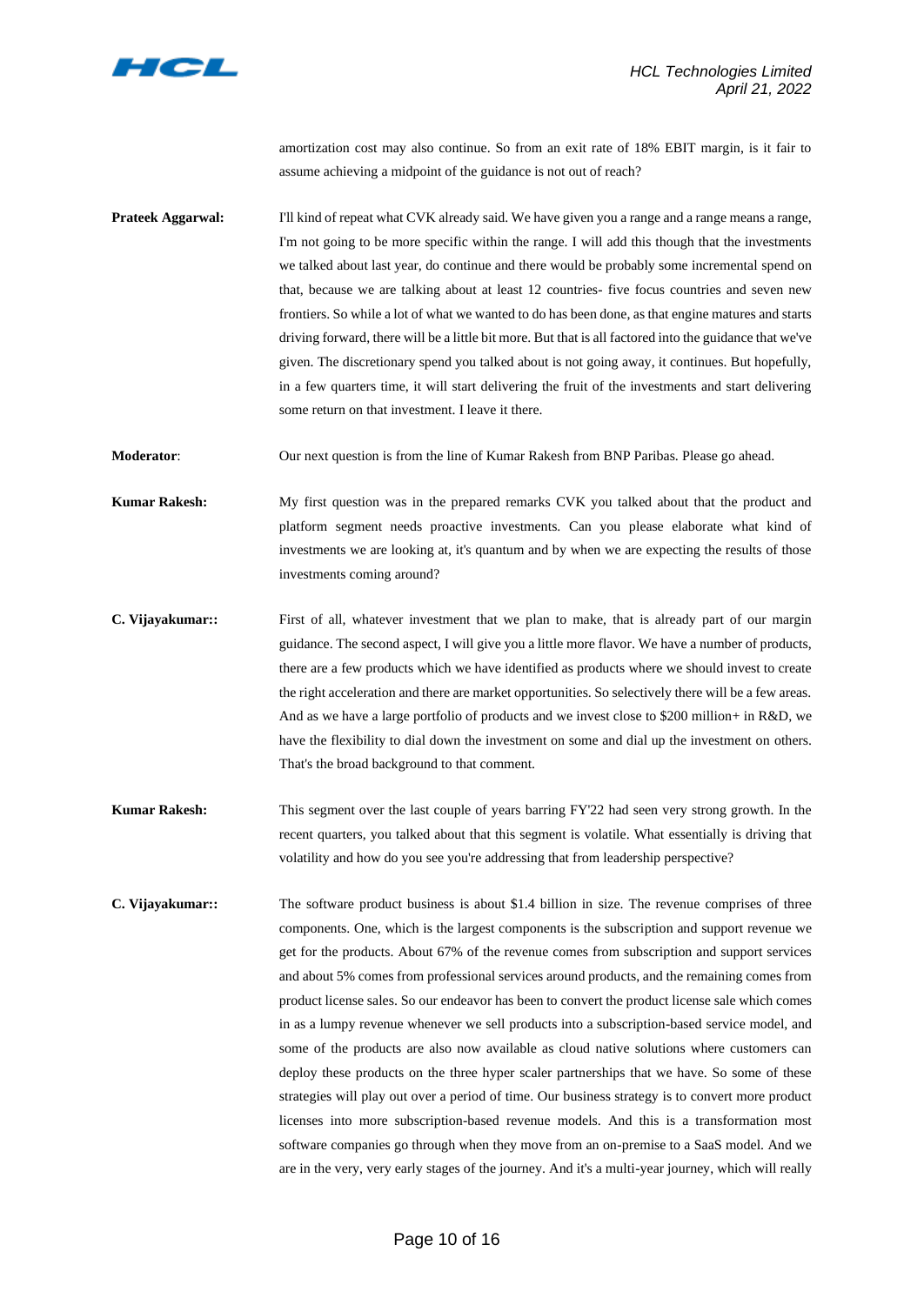amortization cost may also continue. So from an exit rate of 18% EBIT margin, is it fair to assume achieving a midpoint of the guidance is not out of reach?

**Prateek Aggarwal:** I'll kind of repeat what CVK already said. We have given you a range and a range means a range, I'm not going to be more specific within the range. I will add this though that the investments we talked about last year, do continue and there would be probably some incremental spend on that, because we are talking about at least 12 countries- five focus countries and seven new frontiers. So while a lot of what we wanted to do has been done, as that engine matures and starts driving forward, there will be a little bit more. But that is all factored into the guidance that we've given. The discretionary spend you talked about is not going away, it continues. But hopefully, in a few quarters time, it will start delivering the fruit of the investments and start delivering some return on that investment. I leave it there.

**Moderator**: Our next question is from the line of Kumar Rakesh from BNP Paribas. Please go ahead.

**Kumar Rakesh:** My first question was in the prepared remarks CVK you talked about that the product and platform segment needs proactive investments. Can you please elaborate what kind of investments we are looking at, it's quantum and by when we are expecting the results of those investments coming around?

**C. Vijayakumar::** First of all, whatever investment that we plan to make, that is already part of our margin guidance. The second aspect, I will give you a little more flavor. We have a number of products, there are a few products which we have identified as products where we should invest to create the right acceleration and there are market opportunities. So selectively there will be a few areas. And as we have a large portfolio of products and we invest close to $200 million+ in R&D, we have the flexibility to dial down the investment on some and dial up the investment on others. That's the broad background to that comment.

**Kumar Rakesh:** This segment over the last couple of years barring FY'22 had seen very strong growth. In the recent quarters, you talked about that this segment is volatile. What essentially is driving that volatility and how do you see you're addressing that from leadership perspective?

**C. Vijayakumar::** The software product business is about $1.4 billion in size. The revenue comprises of three components. One, which is the largest components is the subscription and support revenue we get for the products. About 67% of the revenue comes from subscription and support services and about 5% comes from professional services around products, and the remaining comes from product license sales. So our endeavor has been to convert the product license sale which comes in as a lumpy revenue whenever we sell products into a subscription-based service model, and some of the products are also now available as cloud native solutions where customers can deploy these products on the three hyper scaler partnerships that we have. So some of these strategies will play out over a period of time. Our business strategy is to convert more product licenses into more subscription-based revenue models. And this is a transformation most software companies go through when they move from an on-premise to a SaaS model. And we are in the very, very early stages of the journey. And it's a multi-year journey, which will really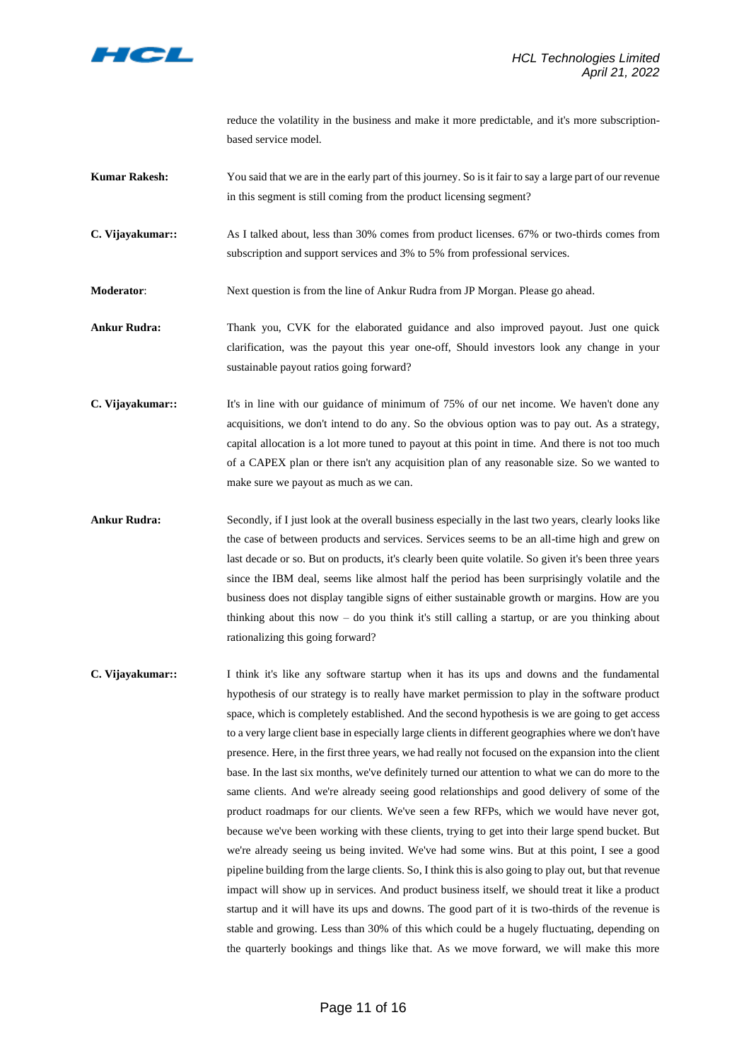reduce the volatility in the business and make it more predictable, and it's more subscription-based service model.

**Kumar Rakesh:** You said that we are in the early part of this journey. So is it fair to say a large part of our revenue in this segment is still coming from the product licensing segment?

**C. Vijayakumar::** As I talked about, less than 30% comes from product licenses. 67% or two-thirds comes from subscription and support services and 3% to 5% from professional services.

**Moderator**: Next question is from the line of Ankur Rudra from JP Morgan. Please go ahead.

**Ankur Rudra:** Thank you, CVK for the elaborated guidance and also improved payout. Just one quick clarification, was the payout this year one-off, Should investors look any change in your sustainable payout ratios going forward?

**C. Vijayakumar::** It's in line with our guidance of minimum of 75% of our net income. We haven't done any acquisitions, we don't intend to do any. So the obvious option was to pay out. As a strategy, capital allocation is a lot more tuned to payout at this point in time. And there is not too much of a CAPEX plan or there isn't any acquisition plan of any reasonable size. So we wanted to make sure we payout as much as we can.

**Ankur Rudra:** Secondly, if I just look at the overall business especially in the last two years, clearly looks like the case of between products and services. Services seems to be an all-time high and grew on last decade or so. But on products, it's clearly been quite volatile. So given it's been three years since the IBM deal, seems like almost half the period has been surprisingly volatile and the business does not display tangible signs of either sustainable growth or margins. How are you thinking about this now – do you think it's still calling a startup, or are you thinking about rationalizing this going forward?

**C. Vijayakumar::** I think it's like any software startup when it has its ups and downs and the fundamental hypothesis of our strategy is to really have market permission to play in the software product space, which is completely established. And the second hypothesis is we are going to get access to a very large client base in especially large clients in different geographies where we don't have presence. Here, in the first three years, we had really not focused on the expansion into the client base. In the last six months, we've definitely turned our attention to what we can do more to the same clients. And we're already seeing good relationships and good delivery of some of the product roadmaps for our clients. We've seen a few RFPs, which we would have never got, because we've been working with these clients, trying to get into their large spend bucket. But we're already seeing us being invited. We've had some wins. But at this point, I see a good pipeline building from the large clients. So, I think this is also going to play out, but that revenue impact will show up in services. And product business itself, we should treat it like a product startup and it will have its ups and downs. The good part of it is two-thirds of the revenue is stable and growing. Less than 30% of this which could be a hugely fluctuating, depending on the quarterly bookings and things like that. As we move forward, we will make this more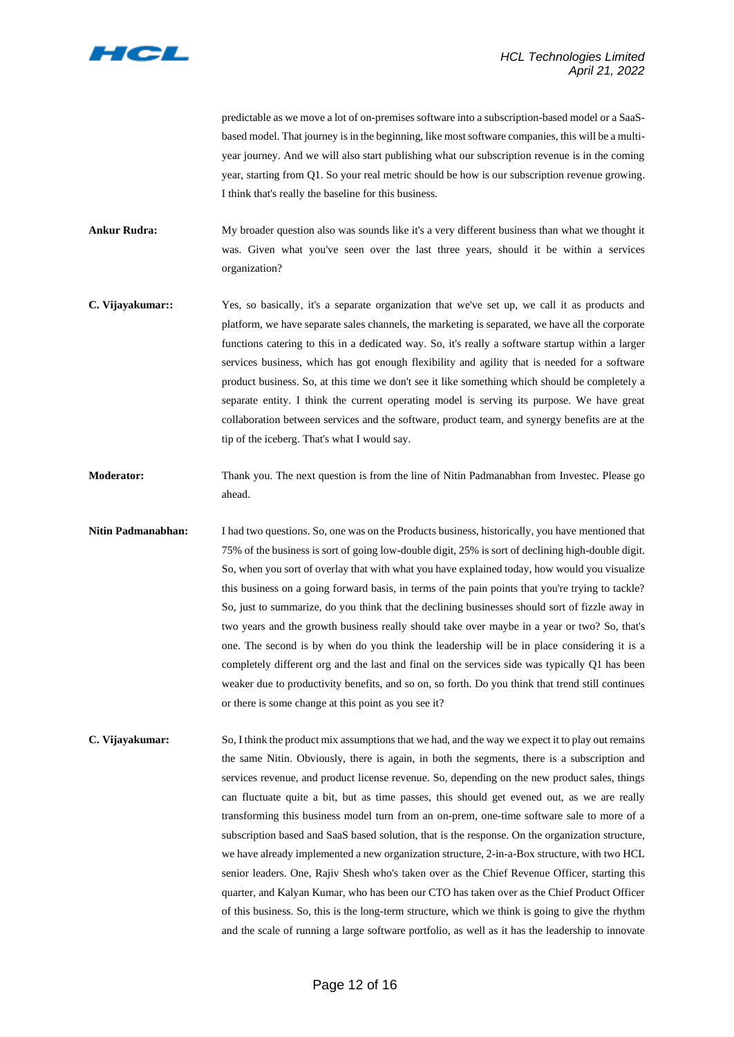predictable as we move a lot of on-premises software into a subscription-based model or a SaaS-based model. That journey is in the beginning, like most software companies, this will be a multi-year journey. And we will also start publishing what our subscription revenue is in the coming year, starting from Q1. So your real metric should be how is our subscription revenue growing. I think that's really the baseline for this business.

**Ankur Rudra:** My broader question also was sounds like it's a very different business than what we thought it was. Given what you've seen over the last three years, should it be within a services organization?

**C. Vijayakumar::** Yes, so basically, it's a separate organization that we've set up, we call it as products and platform, we have separate sales channels, the marketing is separated, we have all the corporate functions catering to this in a dedicated way. So, it's really a software startup within a larger services business, which has got enough flexibility and agility that is needed for a software product business. So, at this time we don't see it like something which should be completely a separate entity. I think the current operating model is serving its purpose. We have great collaboration between services and the software, product team, and synergy benefits are at the tip of the iceberg. That's what I would say.

**Moderator:** Thank you. The next question is from the line of Nitin Padmanabhan from Investec. Please go ahead.

**Nitin Padmanabhan:** I had two questions. So, one was on the Products business, historically, you have mentioned that 75% of the business is sort of going low-double digit, 25% is sort of declining high-double digit. So, when you sort of overlay that with what you have explained today, how would you visualize this business on a going forward basis, in terms of the pain points that you're trying to tackle? So, just to summarize, do you think that the declining businesses should sort of fizzle away in two years and the growth business really should take over maybe in a year or two? So, that's one. The second is by when do you think the leadership will be in place considering it is a completely different org and the last and final on the services side was typically Q1 has been weaker due to productivity benefits, and so on, so forth. Do you think that trend still continues or there is some change at this point as you see it?

**C. Vijayakumar:** So, I think the product mix assumptions that we had, and the way we expect it to play out remains the same Nitin. Obviously, there is again, in both the segments, there is a subscription and services revenue, and product license revenue. So, depending on the new product sales, things can fluctuate quite a bit, but as time passes, this should get evened out, as we are really transforming this business model turn from an on-prem, one-time software sale to more of a subscription based and SaaS based solution, that is the response. On the organization structure, we have already implemented a new organization structure, 2-in-a-Box structure, with two HCL senior leaders. One, Rajiv Shesh who's taken over as the Chief Revenue Officer, starting this quarter, and Kalyan Kumar, who has been our CTO has taken over as the Chief Product Officer of this business. So, this is the long-term structure, which we think is going to give the rhythm and the scale of running a large software portfolio, as well as it has the leadership to innovate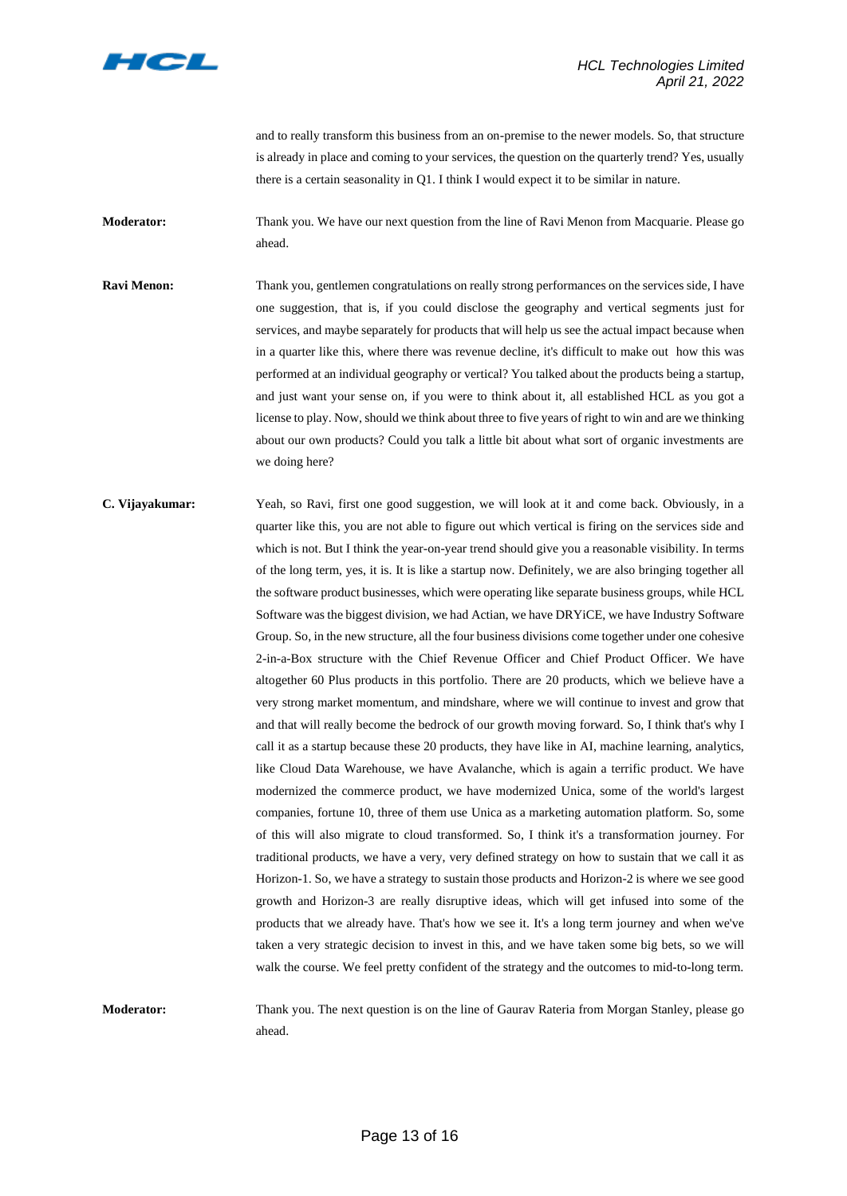and to really transform this business from an on-premise to the newer models. So, that structure is already in place and coming to your services, the question on the quarterly trend? Yes, usually there is a certain seasonality in Q1. I think I would expect it to be similar in nature.

**Moderator:** Thank you. We have our next question from the line of Ravi Menon from Macquarie. Please go ahead.

**Ravi Menon:** Thank you, gentlemen congratulations on really strong performances on the services side, I have one suggestion, that is, if you could disclose the geography and vertical segments just for services, and maybe separately for products that will help us see the actual impact because when in a quarter like this, where there was revenue decline, it's difficult to make out how this was performed at an individual geography or vertical? You talked about the products being a startup, and just want your sense on, if you were to think about it, all established HCL as you got a license to play. Now, should we think about three to five years of right to win and are we thinking about our own products? Could you talk a little bit about what sort of organic investments are we doing here?

**C. Vijayakumar:** Yeah, so Ravi, first one good suggestion, we will look at it and come back. Obviously, in a quarter like this, you are not able to figure out which vertical is firing on the services side and which is not. But I think the year-on-year trend should give you a reasonable visibility. In terms of the long term, yes, it is. It is like a startup now. Definitely, we are also bringing together all the software product businesses, which were operating like separate business groups, while HCL Software was the biggest division, we had Actian, we have DRYiCE, we have Industry Software Group. So, in the new structure, all the four business divisions come together under one cohesive 2-in-a-Box structure with the Chief Revenue Officer and Chief Product Officer. We have altogether 60 Plus products in this portfolio. There are 20 products, which we believe have a very strong market momentum, and mindshare, where we will continue to invest and grow that and that will really become the bedrock of our growth moving forward. So, I think that's why I call it as a startup because these 20 products, they have like in AI, machine learning, analytics, like Cloud Data Warehouse, we have Avalanche, which is again a terrific product. We have modernized the commerce product, we have modernized Unica, some of the world's largest companies, fortune 10, three of them use Unica as a marketing automation platform. So, some of this will also migrate to cloud transformed. So, I think it's a transformation journey. For traditional products, we have a very, very defined strategy on how to sustain that we call it as Horizon-1. So, we have a strategy to sustain those products and Horizon-2 is where we see good growth and Horizon-3 are really disruptive ideas, which will get infused into some of the products that we already have. That's how we see it. It's a long term journey and when we've taken a very strategic decision to invest in this, and we have taken some big bets, so we will walk the course. We feel pretty confident of the strategy and the outcomes to mid-to-long term.

**Moderator:** Thank you. The next question is on the line of Gaurav Rateria from Morgan Stanley, please go ahead.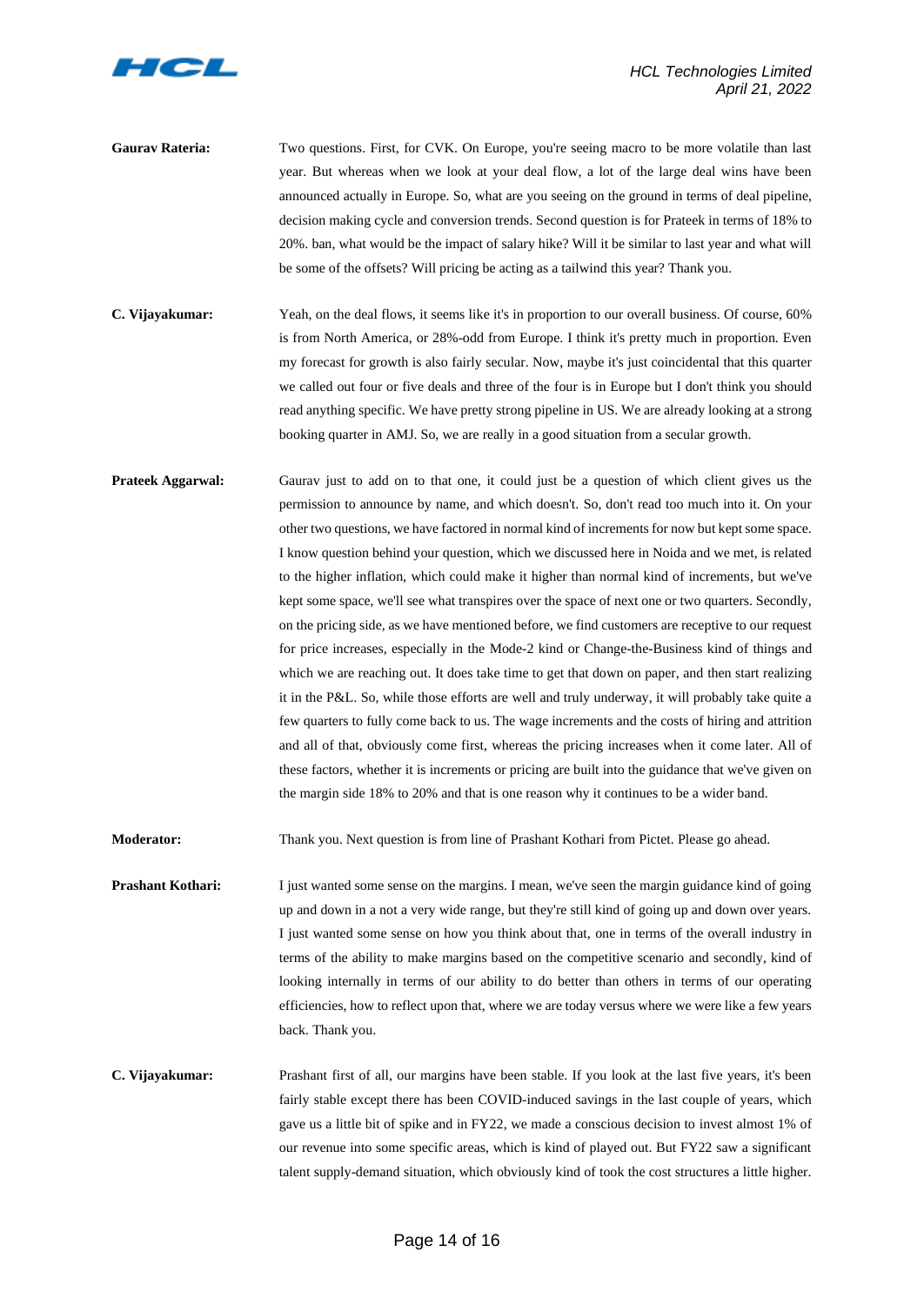**Gaurav Rateria:** Two questions. First, for CVK. On Europe, you're seeing macro to be more volatile than last year. But whereas when we look at your deal flow, a lot of the large deal wins have been announced actually in Europe. So, what are you seeing on the ground in terms of deal pipeline, decision making cycle and conversion trends. Second question is for Prateek in terms of 18% to 20%. ban, what would be the impact of salary hike? Will it be similar to last year and what will be some of the offsets? Will pricing be acting as a tailwind this year? Thank you.

**C. Vijayakumar:** Yeah, on the deal flows, it seems like it's in proportion to our overall business. Of course, 60% is from North America, or 28%-odd from Europe. I think it's pretty much in proportion. Even my forecast for growth is also fairly secular. Now, maybe it's just coincidental that this quarter we called out four or five deals and three of the four is in Europe but I don't think you should read anything specific. We have pretty strong pipeline in US. We are already looking at a strong booking quarter in AMJ. So, we are really in a good situation from a secular growth.

**Prateek Aggarwal:** Gaurav just to add on to that one, it could just be a question of which client gives us the permission to announce by name, and which doesn't. So, don't read too much into it. On your other two questions, we have factored in normal kind of increments for now but kept some space. I know question behind your question, which we discussed here in Noida and we met, is related to the higher inflation, which could make it higher than normal kind of increments, but we've kept some space, we'll see what transpires over the space of next one or two quarters. Secondly, on the pricing side, as we have mentioned before, we find customers are receptive to our request for price increases, especially in the Mode-2 kind or Change-the-Business kind of things and which we are reaching out. It does take time to get that down on paper, and then start realizing it in the P&L. So, while those efforts are well and truly underway, it will probably take quite a few quarters to fully come back to us. The wage increments and the costs of hiring and attrition and all of that, obviously come first, whereas the pricing increases when it come later. All of these factors, whether it is increments or pricing are built into the guidance that we've given on the margin side 18% to 20% and that is one reason why it continues to be a wider band.

**Moderator:** Thank you. Next question is from line of Prashant Kothari from Pictet. Please go ahead.

**Prashant Kothari:** I just wanted some sense on the margins. I mean, we've seen the margin guidance kind of going up and down in a not a very wide range, but they're still kind of going up and down over years. I just wanted some sense on how you think about that, one in terms of the overall industry in terms of the ability to make margins based on the competitive scenario and secondly, kind of looking internally in terms of our ability to do better than others in terms of our operating efficiencies, how to reflect upon that, where we are today versus where we were like a few years back. Thank you.

**C. Vijayakumar:** Prashant first of all, our margins have been stable. If you look at the last five years, it's been fairly stable except there has been COVID-induced savings in the last couple of years, which gave us a little bit of spike and in FY22, we made a conscious decision to invest almost 1% of our revenue into some specific areas, which is kind of played out. But FY22 saw a significant talent supply-demand situation, which obviously kind of took the cost structures a little higher.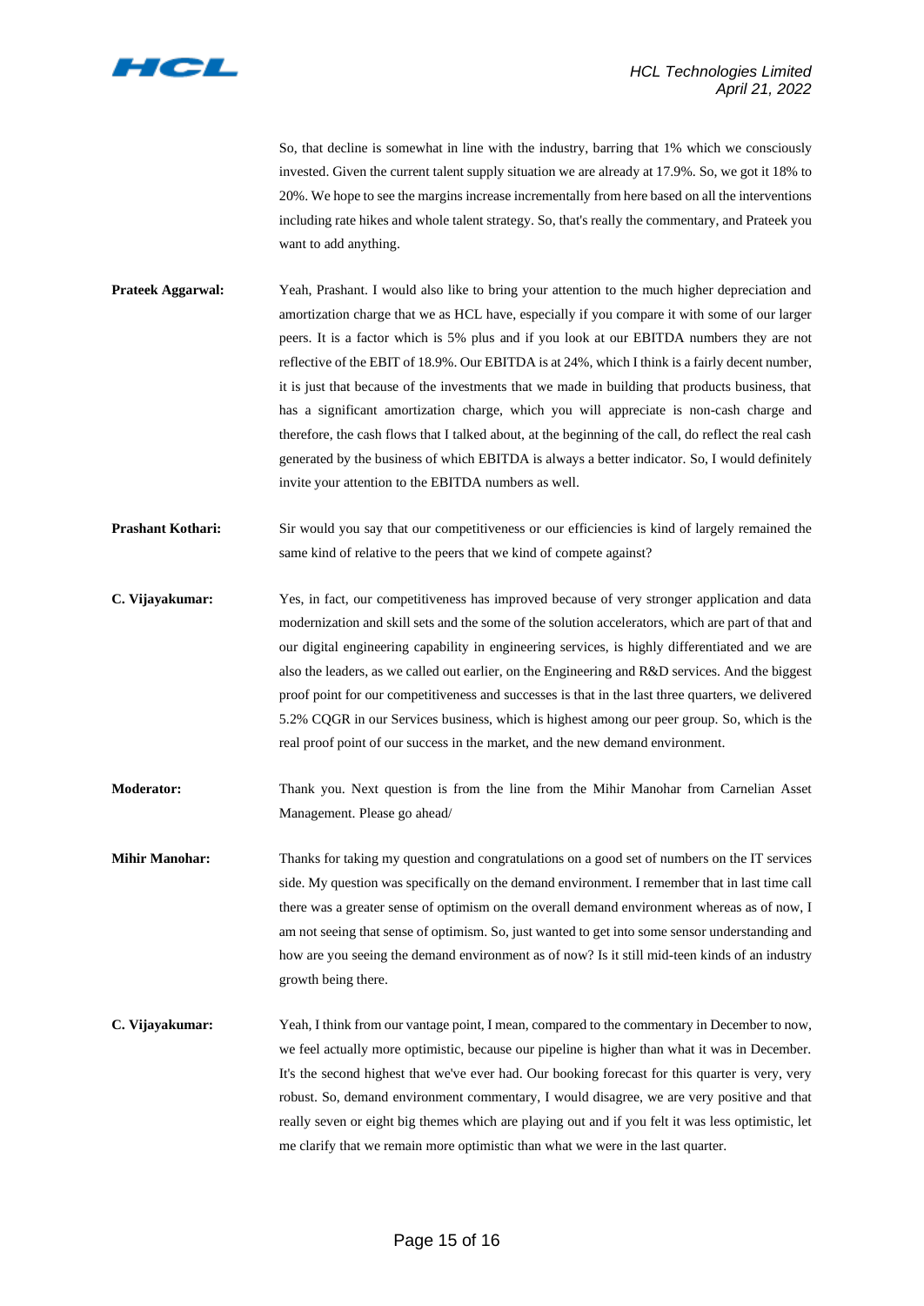So, that decline is somewhat in line with the industry, barring that 1% which we consciously invested. Given the current talent supply situation we are already at 17.9%. So, we got it 18% to 20%. We hope to see the margins increase incrementally from here based on all the interventions including rate hikes and whole talent strategy. So, that's really the commentary, and Prateek you want to add anything.

**Prateek Aggarwal:** Yeah, Prashant. I would also like to bring your attention to the much higher depreciation and amortization charge that we as HCL have, especially if you compare it with some of our larger peers. It is a factor which is 5% plus and if you look at our EBITDA numbers they are not reflective of the EBIT of 18.9%. Our EBITDA is at 24%, which I think is a fairly decent number, it is just that because of the investments that we made in building that products business, that has a significant amortization charge, which you will appreciate is non-cash charge and therefore, the cash flows that I talked about, at the beginning of the call, do reflect the real cash generated by the business of which EBITDA is always a better indicator. So, I would definitely invite your attention to the EBITDA numbers as well.

**Prashant Kothari:** Sir would you say that our competitiveness or our efficiencies is kind of largely remained the same kind of relative to the peers that we kind of compete against?

**C. Vijayakumar:** Yes, in fact, our competitiveness has improved because of very stronger application and data modernization and skill sets and the some of the solution accelerators, which are part of that and our digital engineering capability in engineering services, is highly differentiated and we are also the leaders, as we called out earlier, on the Engineering and R&D services. And the biggest proof point for our competitiveness and successes is that in the last three quarters, we delivered 5.2% CQGR in our Services business, which is highest among our peer group. So, which is the real proof point of our success in the market, and the new demand environment.

**Moderator:** Thank you. Next question is from the line from the Mihir Manohar from Carnelian Asset Management. Please go ahead/

**Mihir Manohar:** Thanks for taking my question and congratulations on a good set of numbers on the IT services side. My question was specifically on the demand environment. I remember that in last time call there was a greater sense of optimism on the overall demand environment whereas as of now, I am not seeing that sense of optimism. So, just wanted to get into some sensor understanding and how are you seeing the demand environment as of now? Is it still mid-teen kinds of an industry growth being there.

**C. Vijayakumar:** Yeah, I think from our vantage point, I mean, compared to the commentary in December to now, we feel actually more optimistic, because our pipeline is higher than what it was in December. It's the second highest that we've ever had. Our booking forecast for this quarter is very, very robust. So, demand environment commentary, I would disagree, we are very positive and that really seven or eight big themes which are playing out and if you felt it was less optimistic, let me clarify that we remain more optimistic than what we were in the last quarter.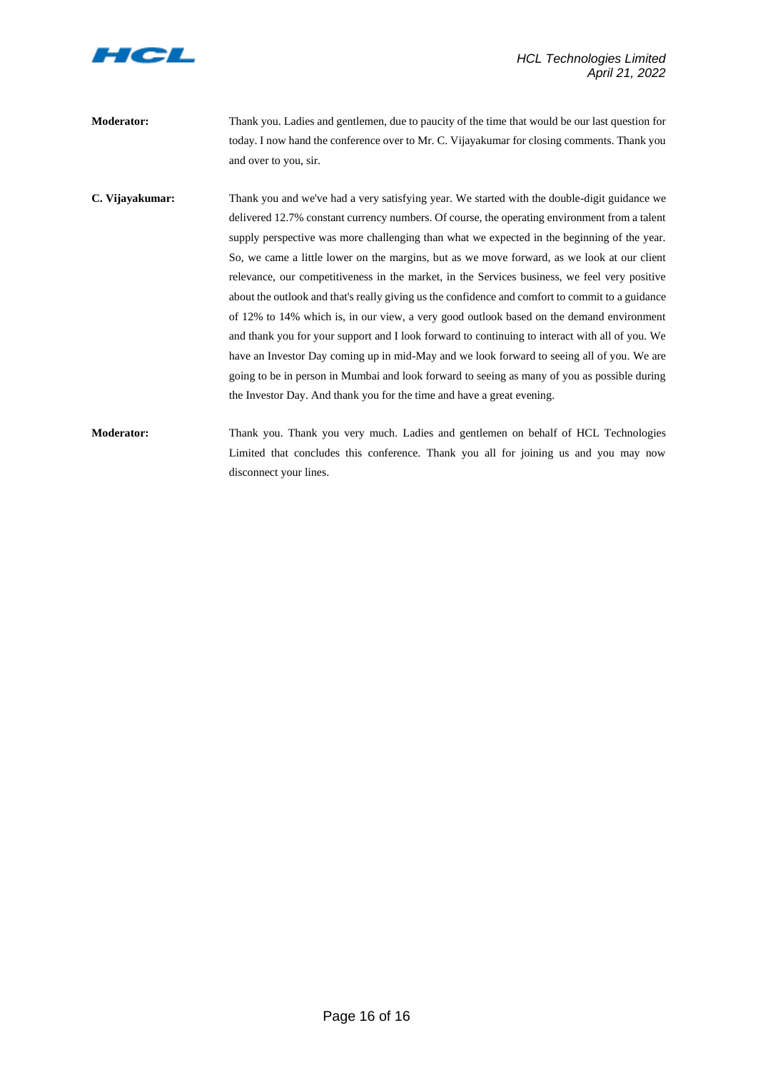**Moderator:** Thank you. Ladies and gentlemen, due to paucity of the time that would be our last question for today. I now hand the conference over to Mr. C. Vijayakumar for closing comments. Thank you and over to you, sir.

**C. Vijayakumar:** Thank you and we've had a very satisfying year. We started with the double-digit guidance we delivered 12.7% constant currency numbers. Of course, the operating environment from a talent supply perspective was more challenging than what we expected in the beginning of the year. So, we came a little lower on the margins, but as we move forward, as we look at our client relevance, our competitiveness in the market, in the Services business, we feel very positive about the outlook and that's really giving us the confidence and comfort to commit to a guidance of 12% to 14% which is, in our view, a very good outlook based on the demand environment and thank you for your support and I look forward to continuing to interact with all of you. We have an Investor Day coming up in mid-May and we look forward to seeing all of you. We are going to be in person in Mumbai and look forward to seeing as many of you as possible during the Investor Day. And thank you for the time and have a great evening.

**Moderator:** Thank you. Thank you very much. Ladies and gentlemen on behalf of HCL Technologies Limited that concludes this conference. Thank you all for joining us and you may now disconnect your lines.